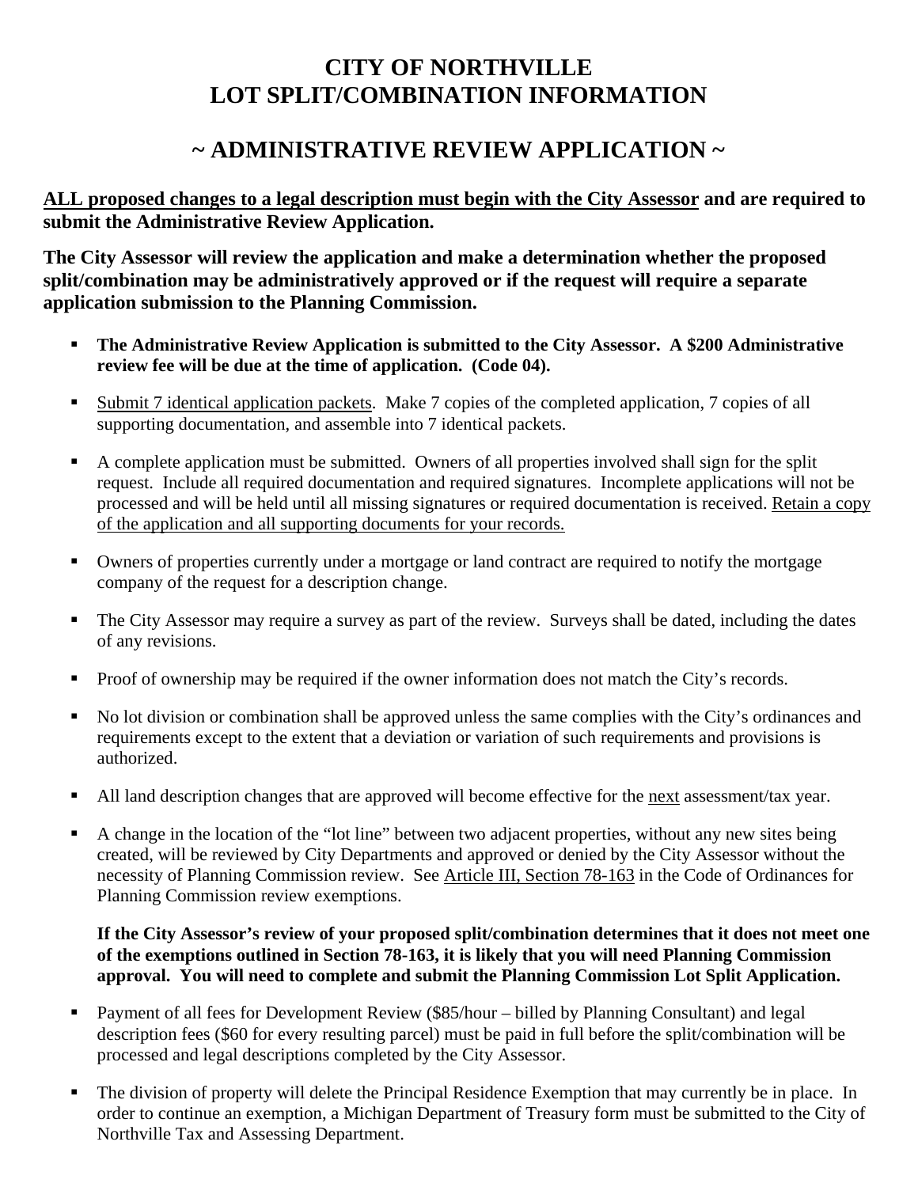# CITY OF NORTHVILLE
# LOT SPLIT/COMBINATION INFORMATION

## ~ ADMINISTRATIVE REVIEW APPLICATION ~

**<u>ALL proposed changes to a legal description must begin with the City Assessor</u> and are required to submit the Administrative Review Application.**

**The City Assessor will review the application and make a determination whether the proposed split/combination may be administratively approved or if the request will require a separate application submission to the Planning Commission.**

- **The Administrative Review Application is submitted to the City Assessor. A $200 Administrative review fee will be due at the time of application. (Code 04).**
- <u>Submit 7 identical application packets</u>. Make 7 copies of the completed application, 7 copies of all supporting documentation, and assemble into 7 identical packets.
- A complete application must be submitted. Owners of all properties involved shall sign for the split request. Include all required documentation and required signatures. Incomplete applications will not be processed and will be held until all missing signatures or required documentation is received. <u>Retain a copy of the application and all supporting documents for your records.</u>
- Owners of properties currently under a mortgage or land contract are required to notify the mortgage company of the request for a description change.
- The City Assessor may require a survey as part of the review. Surveys shall be dated, including the dates of any revisions.
- Proof of ownership may be required if the owner information does not match the City's records.
- No lot division or combination shall be approved unless the same complies with the City's ordinances and requirements except to the extent that a deviation or variation of such requirements and provisions is authorized.
- All land description changes that are approved will become effective for the <u>next</u> assessment/tax year.
- A change in the location of the "lot line" between two adjacent properties, without any new sites being created, will be reviewed by City Departments and approved or denied by the City Assessor without the necessity of Planning Commission review. See <u>Article III, Section 78-163</u> in the Code of Ordinances for Planning Commission review exemptions.

  **If the City Assessor's review of your proposed split/combination determines that it does not meet one of the exemptions outlined in Section 78-163, it is likely that you will need Planning Commission approval. You will need to complete and submit the Planning Commission Lot Split Application.**

- Payment of all fees for Development Review ($85/hour – billed by Planning Consultant) and legal description fees ($60 for every resulting parcel) must be paid in full before the split/combination will be processed and legal descriptions completed by the City Assessor.
- The division of property will delete the Principal Residence Exemption that may currently be in place. In order to continue an exemption, a Michigan Department of Treasury form must be submitted to the City of Northville Tax and Assessing Department.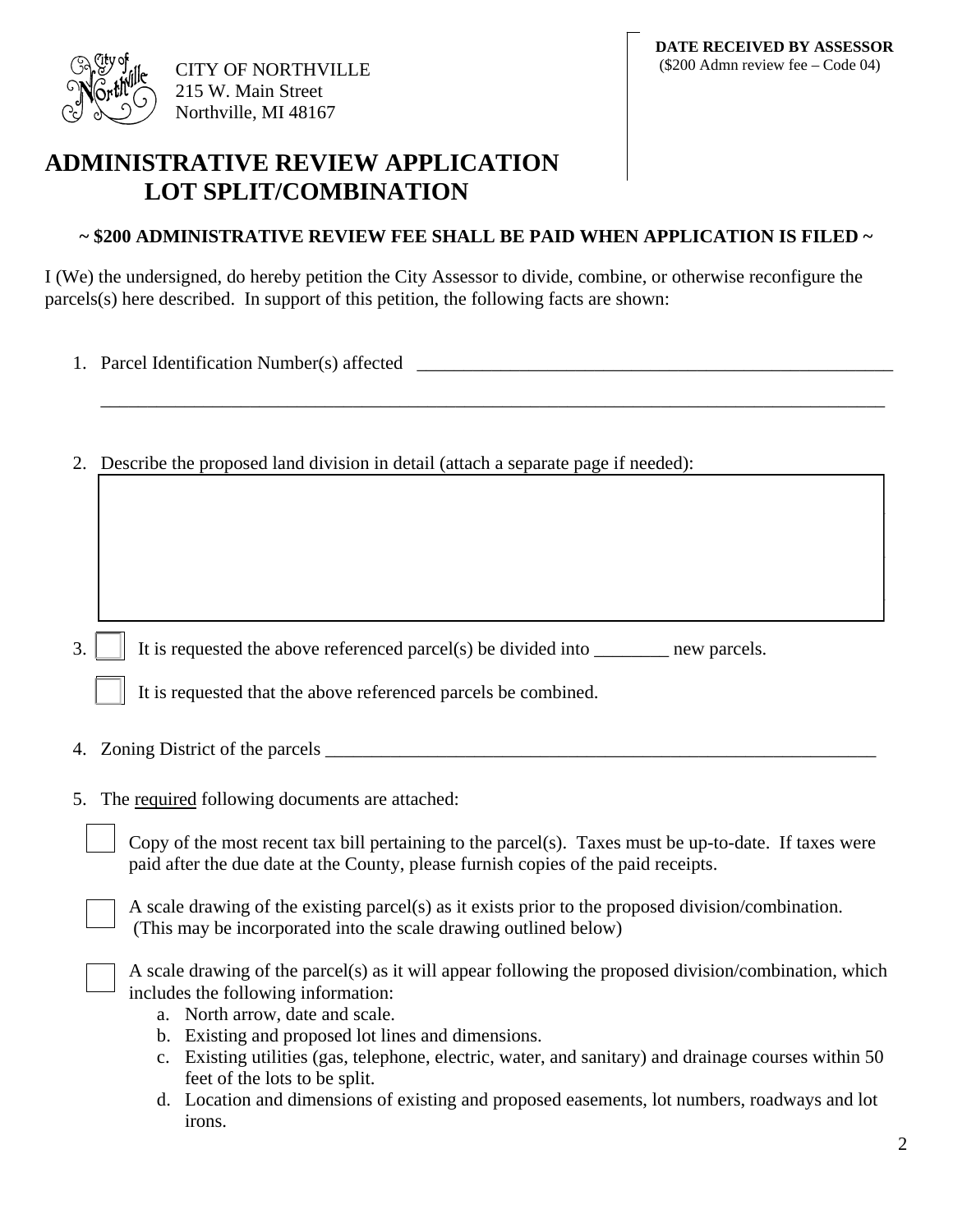CITY OF NORTHVILLE
215 W. Main Street
Northville, MI 48167

**DATE RECEIVED BY ASSESSOR**
($200 Admn review fee – Code 04)

# ADMINISTRATIVE REVIEW APPLICATION
# LOT SPLIT/COMBINATION

**~ $200 ADMINISTRATIVE REVIEW FEE SHALL BE PAID WHEN APPLICATION IS FILED ~**

I (We) the undersigned, do hereby petition the City Assessor to divide, combine, or otherwise reconfigure the parcels(s) here described. In support of this petition, the following facts are shown:

1. Parcel Identification Number(s) affected \_\_\_\_\_\_\_\_\_\_\_\_\_\_\_\_\_\_\_\_\_\_\_\_\_\_\_\_\_\_\_\_\_\_\_\_\_\_\_\_\_\_\_\_\_\_\_\_\_\_\_\_
   \_\_\_\_\_\_\_\_\_\_\_\_\_\_\_\_\_\_\_\_\_\_\_\_\_\_\_\_\_\_\_\_\_\_\_\_\_\_\_\_\_\_\_\_\_\_\_\_\_\_\_\_\_\_\_\_\_\_\_\_\_\_\_\_\_\_\_\_\_\_\_\_\_\_\_\_\_\_\_\_\_\_\_\_\_\_

2. Describe the proposed land division in detail (attach a separate page if needed):

3. ☐ It is requested the above referenced parcel(s) be divided into \_\_\_\_\_\_\_\_ new parcels.

   ☐ It is requested that the above referenced parcels be combined.

4. Zoning District of the parcels \_\_\_\_\_\_\_\_\_\_\_\_\_\_\_\_\_\_\_\_\_\_\_\_\_\_\_\_\_\_\_\_\_\_\_\_\_\_\_\_\_\_\_\_\_\_\_\_\_\_\_\_\_\_\_\_\_\_\_\_\_\_

5. The required following documents are attached:

   ☐ Copy of the most recent tax bill pertaining to the parcel(s). Taxes must be up-to-date. If taxes were paid after the due date at the County, please furnish copies of the paid receipts.

   ☐ A scale drawing of the existing parcel(s) as it exists prior to the proposed division/combination. (This may be incorporated into the scale drawing outlined below)

   ☐ A scale drawing of the parcel(s) as it will appear following the proposed division/combination, which includes the following information:
      a. North arrow, date and scale.
      b. Existing and proposed lot lines and dimensions.
      c. Existing utilities (gas, telephone, electric, water, and sanitary) and drainage courses within 50 feet of the lots to be split.
      d. Location and dimensions of existing and proposed easements, lot numbers, roadways and lot irons.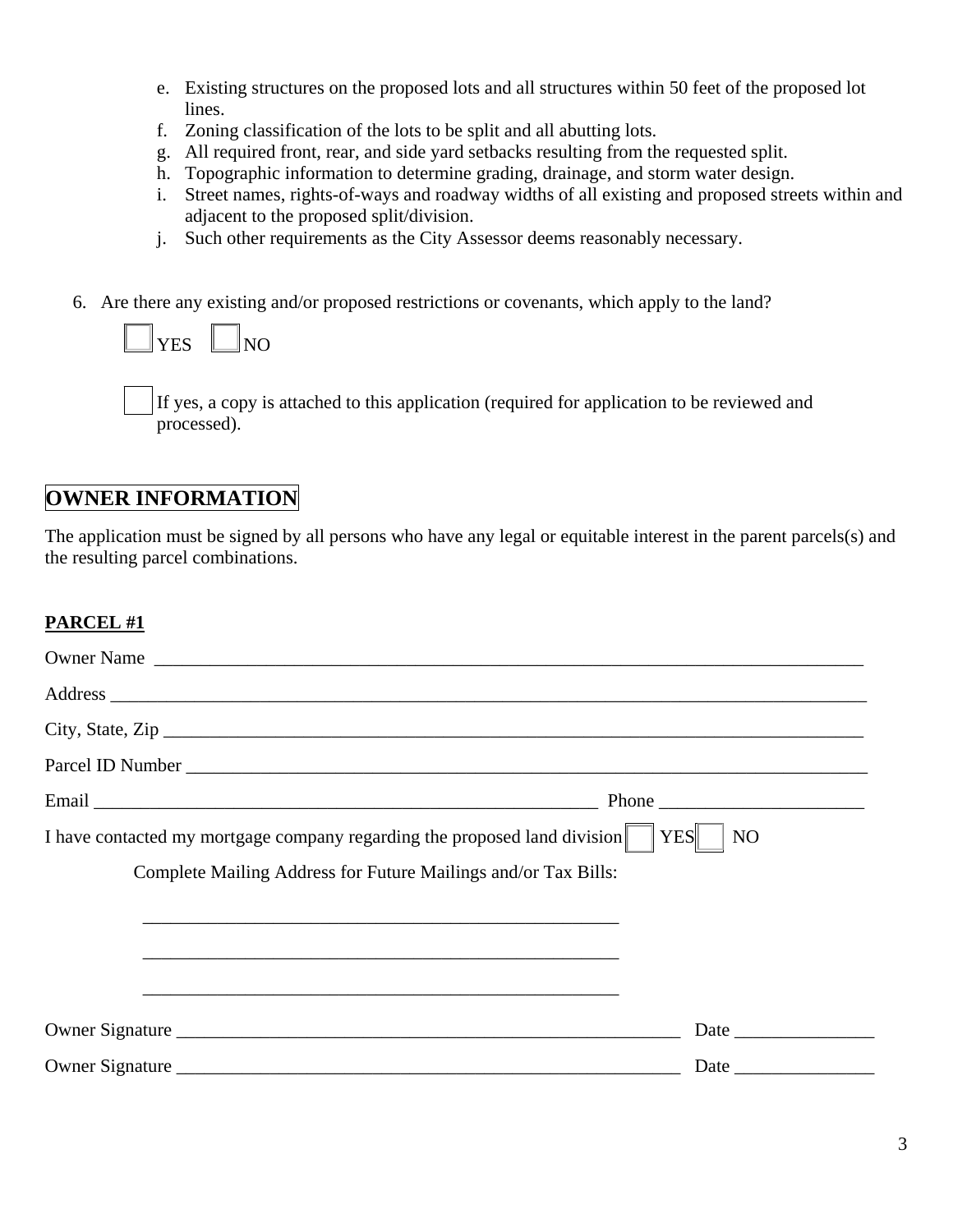e. Existing structures on the proposed lots and all structures within 50 feet of the proposed lot lines.
f. Zoning classification of the lots to be split and all abutting lots.
g. All required front, rear, and side yard setbacks resulting from the requested split.
h. Topographic information to determine grading, drainage, and storm water design.
i. Street names, rights-of-ways and roadway widths of all existing and proposed streets within and adjacent to the proposed split/division.
j. Such other requirements as the City Assessor deems reasonably necessary.

6. Are there any existing and/or proposed restrictions or covenants, which apply to the land?

   ☐ YES ☐ NO

   ☐ If yes, a copy is attached to this application (required for application to be reviewed and processed).

## OWNER INFORMATION

The application must be signed by all persons who have any legal or equitable interest in the parent parcels(s) and the resulting parcel combinations.

**PARCEL #1**

Owner Name \_\_\_\_\_\_\_\_\_\_\_\_\_\_\_\_\_\_\_\_\_\_\_\_\_\_\_\_\_\_\_\_\_\_\_\_\_\_\_\_\_\_\_\_\_\_\_\_\_\_\_\_\_\_\_\_\_\_\_\_

Address \_\_\_\_\_\_\_\_\_\_\_\_\_\_\_\_\_\_\_\_\_\_\_\_\_\_\_\_\_\_\_\_\_\_\_\_\_\_\_\_\_\_\_\_\_\_\_\_\_\_\_\_\_\_\_\_\_\_\_\_\_\_\_\_

City, State, Zip \_\_\_\_\_\_\_\_\_\_\_\_\_\_\_\_\_\_\_\_\_\_\_\_\_\_\_\_\_\_\_\_\_\_\_\_\_\_\_\_\_\_\_\_\_\_\_\_\_\_\_\_\_\_\_\_\_\_

Parcel ID Number \_\_\_\_\_\_\_\_\_\_\_\_\_\_\_\_\_\_\_\_\_\_\_\_\_\_\_\_\_\_\_\_\_\_\_\_\_\_\_\_\_\_\_\_\_\_\_\_\_\_\_\_\_\_\_\_

Email \_\_\_\_\_\_\_\_\_\_\_\_\_\_\_\_\_\_\_\_\_\_\_\_\_\_\_\_\_\_\_\_\_\_\_\_\_\_\_\_\_\_\_\_ Phone \_\_\_\_\_\_\_\_\_\_\_\_\_\_\_\_\_\_

I have contacted my mortgage company regarding the proposed land division ☐ YES ☐ NO

Complete Mailing Address for Future Mailings and/or Tax Bills:

\_\_\_\_\_\_\_\_\_\_\_\_\_\_\_\_\_\_\_\_\_\_\_\_\_\_\_\_\_\_\_\_\_\_\_\_\_\_\_\_\_\_\_\_\_\_\_\_

\_\_\_\_\_\_\_\_\_\_\_\_\_\_\_\_\_\_\_\_\_\_\_\_\_\_\_\_\_\_\_\_\_\_\_\_\_\_\_\_\_\_\_\_\_\_\_\_

\_\_\_\_\_\_\_\_\_\_\_\_\_\_\_\_\_\_\_\_\_\_\_\_\_\_\_\_\_\_\_\_\_\_\_\_\_\_\_\_\_\_\_\_\_\_\_\_

Owner Signature \_\_\_\_\_\_\_\_\_\_\_\_\_\_\_\_\_\_\_\_\_\_\_\_\_\_\_\_\_\_\_\_\_\_\_\_\_\_\_\_\_\_\_\_\_\_\_\_ Date \_\_\_\_\_\_\_\_\_\_\_\_\_\_

Owner Signature \_\_\_\_\_\_\_\_\_\_\_\_\_\_\_\_\_\_\_\_\_\_\_\_\_\_\_\_\_\_\_\_\_\_\_\_\_\_\_\_\_\_\_\_\_\_\_\_ Date \_\_\_\_\_\_\_\_\_\_\_\_\_\_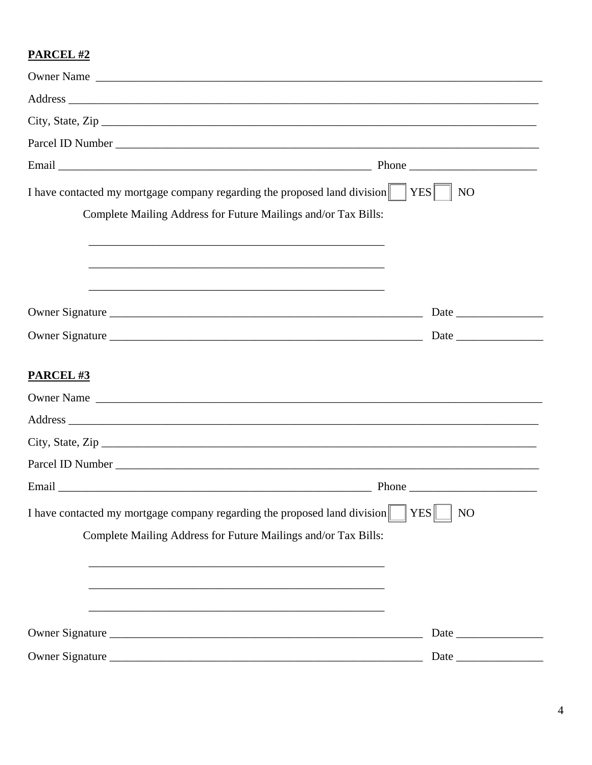**PARCEL #2**

Owner Name ___________________________________________________________________________

Address _______________________________________________________________________________

City, State, Zip _________________________________________________________________________

Parcel ID Number _______________________________________________________________________

Email ______________________________________________________ Phone ______________________

I have contacted my mortgage company regarding the proposed land division ☐ YES ☐ NO

Complete Mailing Address for Future Mailings and/or Tax Bills:

_____________________________________________________

_____________________________________________________

_____________________________________________________

Owner Signature _______________________________________________________ Date _______________

Owner Signature _______________________________________________________ Date _______________

**PARCEL #3**

Owner Name ___________________________________________________________________________

Address _______________________________________________________________________________

City, State, Zip _________________________________________________________________________

Parcel ID Number _______________________________________________________________________

Email ______________________________________________________ Phone ______________________

I have contacted my mortgage company regarding the proposed land division ☐ YES ☐ NO

Complete Mailing Address for Future Mailings and/or Tax Bills:

_____________________________________________________

_____________________________________________________

_____________________________________________________

Owner Signature _______________________________________________________ Date _______________

Owner Signature _______________________________________________________ Date _______________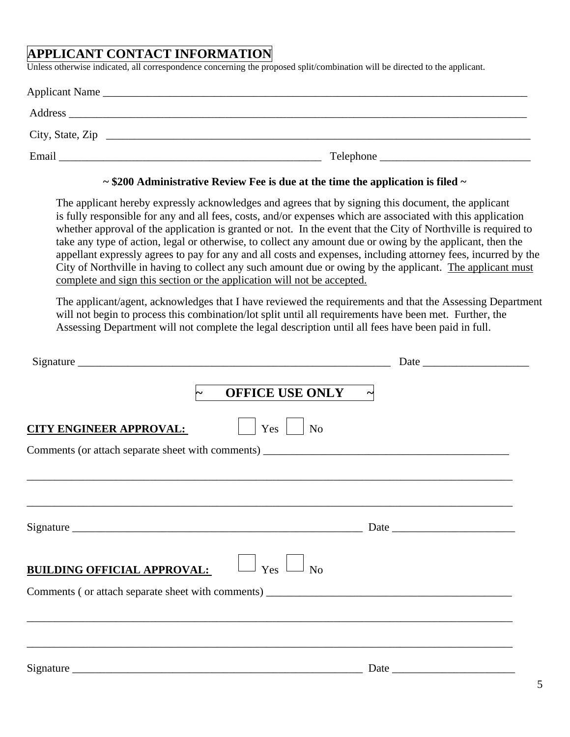## APPLICANT CONTACT INFORMATION

Unless otherwise indicated, all correspondence concerning the proposed split/combination will be directed to the applicant.

Applicant Name ___________________________________________________________________________

Address ______________________________________________________________________________

City, State, Zip _________________________________________________________________________

Email _____________________________________________ Telephone __________________________

**~ $200 Administrative Review Fee is due at the time the application is filed ~**

The applicant hereby expressly acknowledges and agrees that by signing this document, the applicant is fully responsible for any and all fees, costs, and/or expenses which are associated with this application whether approval of the application is granted or not. In the event that the City of Northville is required to take any type of action, legal or otherwise, to collect any amount due or owing by the applicant, then the appellant expressly agrees to pay for any and all costs and expenses, including attorney fees, incurred by the City of Northville in having to collect any such amount due or owing by the applicant. <u>The applicant must complete and sign this section or the application will not be accepted.</u>

The applicant/agent, acknowledges that I have reviewed the requirements and that the Assessing Department will not begin to process this combination/lot split until all requirements have been met. Further, the Assessing Department will not complete the legal description until all fees have been paid in full.

Signature _________________________________________________________ Date __________________

## ~ OFFICE USE ONLY ~

**<u>CITY ENGINEER APPROVAL:</u>** ☐ Yes ☐ No

Comments (or attach separate sheet with comments) ____________________________________________

_____________________________________________________________________________________

_____________________________________________________________________________________

Signature _____________________________________________________ Date _____________________

**<u>BUILDING OFFICIAL APPROVAL:</u>** ☐ Yes ☐ No

Comments ( or attach separate sheet with comments) ___________________________________________

_____________________________________________________________________________________

_____________________________________________________________________________________

Signature _____________________________________________________ Date _____________________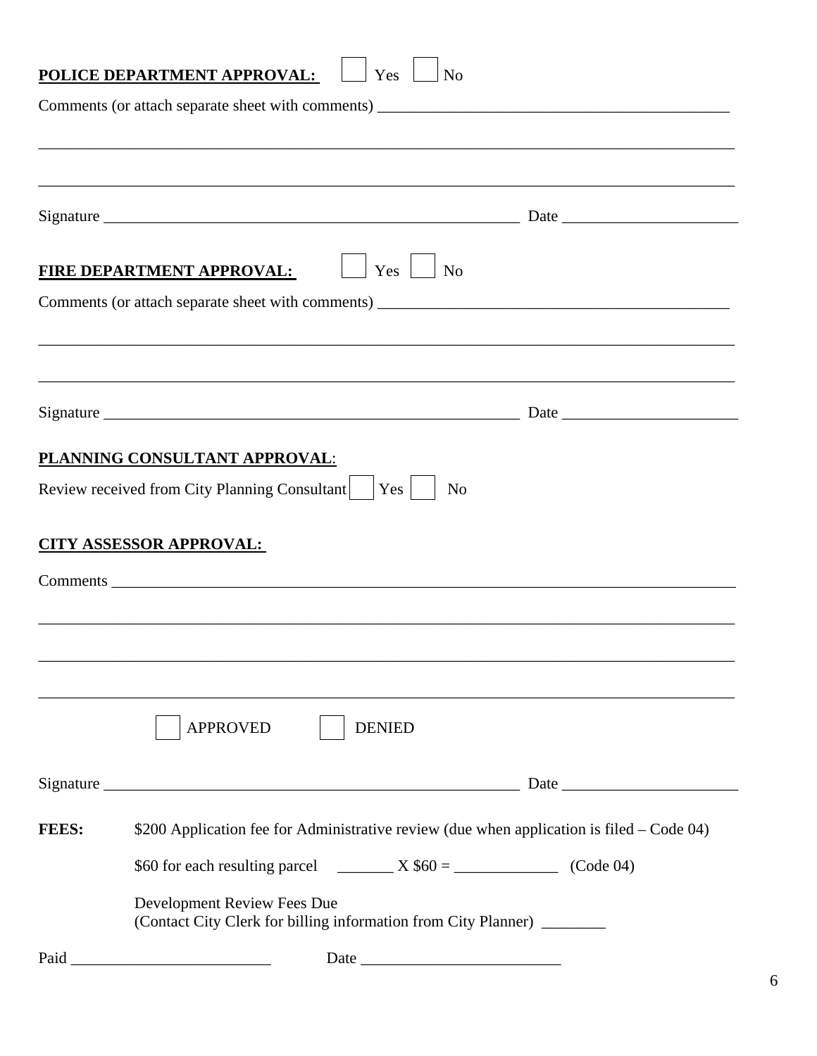**POLICE DEPARTMENT APPROVAL:** ☐ Yes ☐ No

Comments (or attach separate sheet with comments) ___________________________________________

_____________________________________________________________________________________

_____________________________________________________________________________________

Signature ___________________________________________________ Date _____________________

**FIRE DEPARTMENT APPROVAL:** ☐ Yes ☐ No

Comments (or attach separate sheet with comments) ___________________________________________

_____________________________________________________________________________________

_____________________________________________________________________________________

Signature ___________________________________________________ Date _____________________

**PLANNING CONSULTANT APPROVAL**:

Review received from City Planning Consultant ☐ Yes ☐ No

**CITY ASSESSOR APPROVAL:**

Comments ____________________________________________________________________________

_____________________________________________________________________________________

_____________________________________________________________________________________

_____________________________________________________________________________________

☐ APPROVED ☐ DENIED

Signature ___________________________________________________ Date _____________________

**FEES:** $200 Application fee for Administrative review (due when application is filed – Code 04)

$60 for each resulting parcel _______ X $60 = _____________ (Code 04)

Development Review Fees Due
(Contact City Clerk for billing information from City Planner) ________

Paid _________________________ Date _________________________